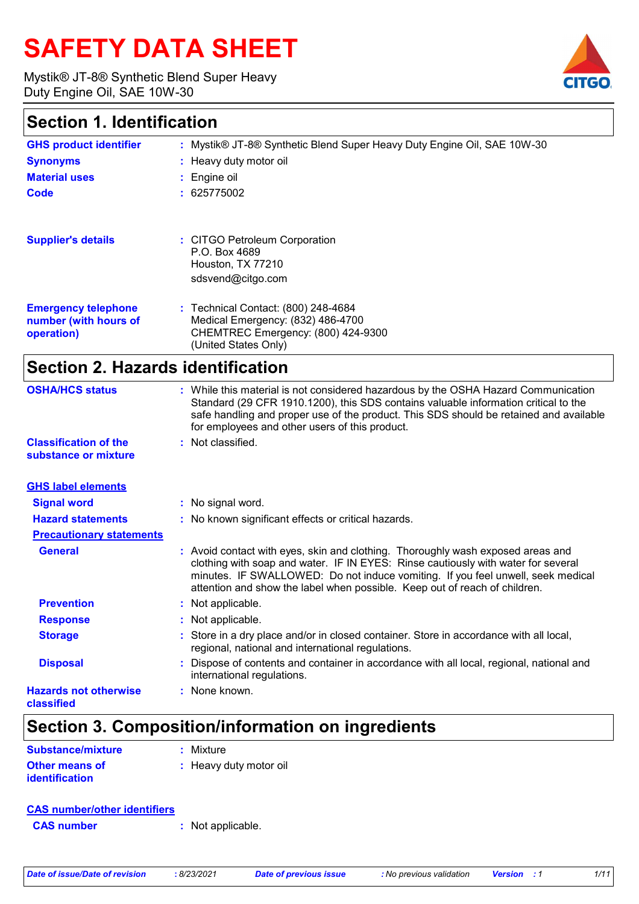# SAFETY DATA SHEET

Mystik® JT-8® Synthetic Blend Super Heavy Duty Engine Oil, SAE 10W-30

## Section 1. Identification

**GHS product identifier** : Mystik® JT-8® Synthetic Blend Super Heavy Duty Engine Oil, SAE 10W-30

**Synonyms** : Heavy duty motor oil

**Material uses** : Engine oil

**Code** : 625775002

**Supplier's details** : CITGO Petroleum Corporation
P.O. Box 4689
Houston, TX 77210
sdsvend@citgo.com

**Emergency telephone number (with hours of operation)** : Technical Contact: (800) 248-4684
Medical Emergency: (832) 486-4700
CHEMTREC Emergency: (800) 424-9300
(United States Only)

## Section 2. Hazards identification

**OSHA/HCS status** : While this material is not considered hazardous by the OSHA Hazard Communication Standard (29 CFR 1910.1200), this SDS contains valuable information critical to the safe handling and proper use of the product. This SDS should be retained and available for employees and other users of this product.

**Classification of the substance or mixture** : Not classified.

**GHS label elements**

**Signal word** : No signal word.

**Hazard statements** : No known significant effects or critical hazards.

**Precautionary statements**

**General** : Avoid contact with eyes, skin and clothing. Thoroughly wash exposed areas and clothing with soap and water. IF IN EYES: Rinse cautiously with water for several minutes. IF SWALLOWED: Do not induce vomiting. If you feel unwell, seek medical attention and show the label when possible. Keep out of reach of children.

**Prevention** : Not applicable.

**Response** : Not applicable.

**Storage** : Store in a dry place and/or in closed container. Store in accordance with all local, regional, national and international regulations.

**Disposal** : Dispose of contents and container in accordance with all local, regional, national and international regulations.

**Hazards not otherwise classified** : None known.

## Section 3. Composition/information on ingredients

**Substance/mixture** : Mixture

**Other means of identification** : Heavy duty motor oil

**CAS number/other identifiers**

**CAS number** : Not applicable.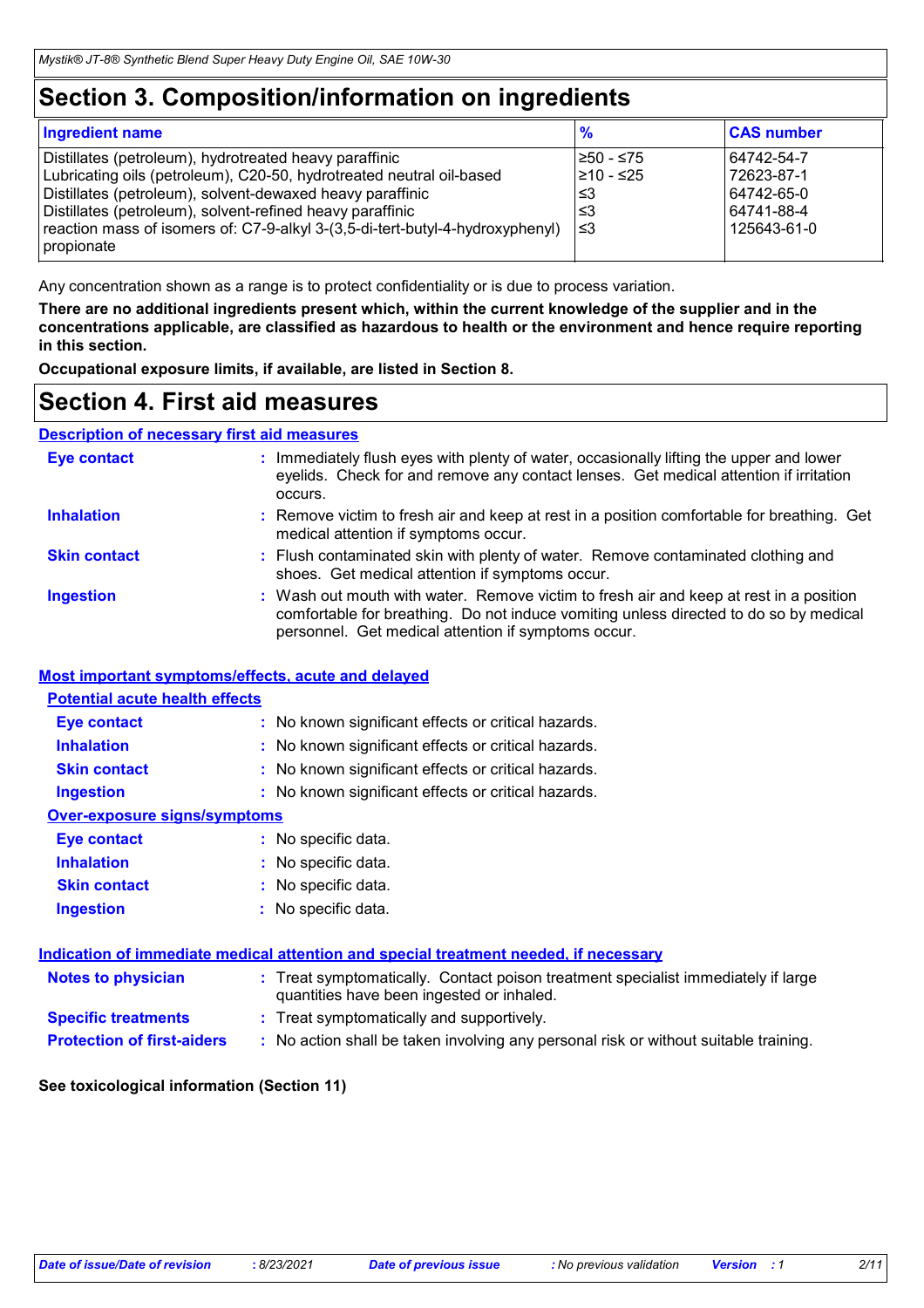# Section 3. Composition/information on ingredients

| Ingredient name | % | CAS number |
|---|---|---|
| Distillates (petroleum), hydrotreated heavy paraffinic | ≥50 - ≤75 | 64742-54-7 |
| Lubricating oils (petroleum), C20-50, hydrotreated neutral oil-based | ≥10 - ≤25 | 72623-87-1 |
| Distillates (petroleum), solvent-dewaxed heavy paraffinic | ≤3 | 64742-65-0 |
| Distillates (petroleum), solvent-refined heavy paraffinic | ≤3 | 64741-88-4 |
| reaction mass of isomers of: C7-9-alkyl 3-(3,5-di-tert-butyl-4-hydroxyphenyl) propionate | ≤3 | 125643-61-0 |

Any concentration shown as a range is to protect confidentiality or is due to process variation.

**There are no additional ingredients present which, within the current knowledge of the supplier and in the concentrations applicable, are classified as hazardous to health or the environment and hence require reporting in this section.**

**Occupational exposure limits, if available, are listed in Section 8.**

# Section 4. First aid measures

## Description of necessary first aid measures

**Eye contact** : Immediately flush eyes with plenty of water, occasionally lifting the upper and lower eyelids. Check for and remove any contact lenses. Get medical attention if irritation occurs.

**Inhalation** : Remove victim to fresh air and keep at rest in a position comfortable for breathing. Get medical attention if symptoms occur.

**Skin contact** : Flush contaminated skin with plenty of water. Remove contaminated clothing and shoes. Get medical attention if symptoms occur.

**Ingestion** : Wash out mouth with water. Remove victim to fresh air and keep at rest in a position comfortable for breathing. Do not induce vomiting unless directed to do so by medical personnel. Get medical attention if symptoms occur.

## Most important symptoms/effects, acute and delayed

### Potential acute health effects

**Eye contact** : No known significant effects or critical hazards.

**Inhalation** : No known significant effects or critical hazards.

**Skin contact** : No known significant effects or critical hazards.

**Ingestion** : No known significant effects or critical hazards.

### Over-exposure signs/symptoms

**Eye contact** : No specific data.

**Inhalation** : No specific data.

**Skin contact** : No specific data.

**Ingestion** : No specific data.

## Indication of immediate medical attention and special treatment needed, if necessary

**Notes to physician** : Treat symptomatically. Contact poison treatment specialist immediately if large quantities have been ingested or inhaled.

**Specific treatments** : Treat symptomatically and supportively.

**Protection of first-aiders** : No action shall be taken involving any personal risk or without suitable training.

**See toxicological information (Section 11)**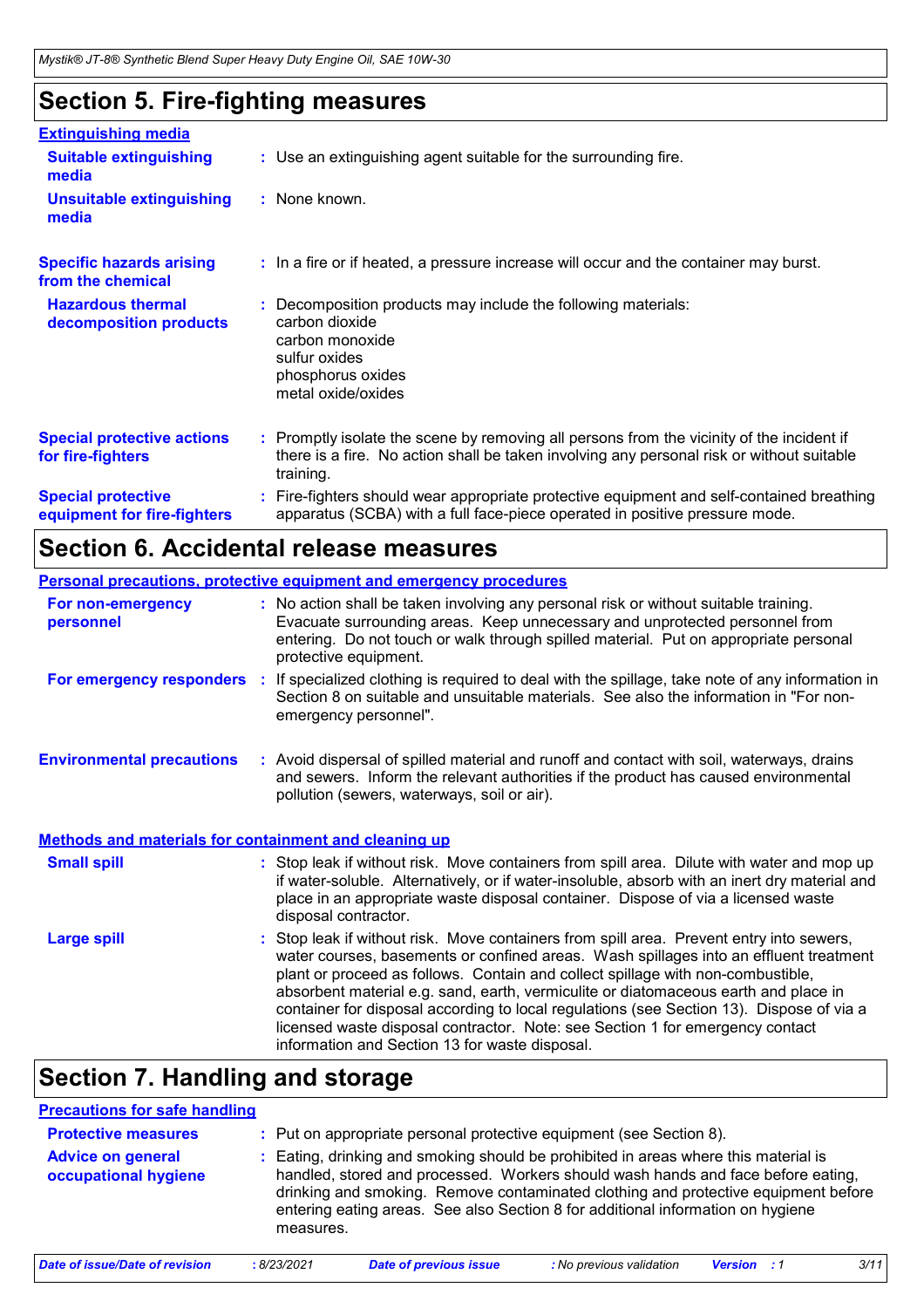# Section 5. Fire-fighting measures

**Extinguishing media**

| | |
|---|---|
| **Suitable extinguishing media** | : Use an extinguishing agent suitable for the surrounding fire. |
| **Unsuitable extinguishing media** | : None known. |
| **Specific hazards arising from the chemical** | : In a fire or if heated, a pressure increase will occur and the container may burst. |
| **Hazardous thermal decomposition products** | : Decomposition products may include the following materials:<br>carbon dioxide<br>carbon monoxide<br>sulfur oxides<br>phosphorus oxides<br>metal oxide/oxides |
| **Special protective actions for fire-fighters** | : Promptly isolate the scene by removing all persons from the vicinity of the incident if there is a fire. No action shall be taken involving any personal risk or without suitable training. |
| **Special protective equipment for fire-fighters** | : Fire-fighters should wear appropriate protective equipment and self-contained breathing apparatus (SCBA) with a full face-piece operated in positive pressure mode. |

# Section 6. Accidental release measures

**Personal precautions, protective equipment and emergency procedures**

| | |
|---|---|
| **For non-emergency personnel** | : No action shall be taken involving any personal risk or without suitable training. Evacuate surrounding areas. Keep unnecessary and unprotected personnel from entering. Do not touch or walk through spilled material. Put on appropriate personal protective equipment. |
| **For emergency responders** | : If specialized clothing is required to deal with the spillage, take note of any information in Section 8 on suitable and unsuitable materials. See also the information in "For non-emergency personnel". |
| **Environmental precautions** | : Avoid dispersal of spilled material and runoff and contact with soil, waterways, drains and sewers. Inform the relevant authorities if the product has caused environmental pollution (sewers, waterways, soil or air). |

**Methods and materials for containment and cleaning up**

| | |
|---|---|
| **Small spill** | : Stop leak if without risk. Move containers from spill area. Dilute with water and mop up if water-soluble. Alternatively, or if water-insoluble, absorb with an inert dry material and place in an appropriate waste disposal container. Dispose of via a licensed waste disposal contractor. |
| **Large spill** | : Stop leak if without risk. Move containers from spill area. Prevent entry into sewers, water courses, basements or confined areas. Wash spillages into an effluent treatment plant or proceed as follows. Contain and collect spillage with non-combustible, absorbent material e.g. sand, earth, vermiculite or diatomaceous earth and place in container for disposal according to local regulations (see Section 13). Dispose of via a licensed waste disposal contractor. Note: see Section 1 for emergency contact information and Section 13 for waste disposal. |

# Section 7. Handling and storage

**Precautions for safe handling**

| | |
|---|---|
| **Protective measures** | : Put on appropriate personal protective equipment (see Section 8). |
| **Advice on general occupational hygiene** | : Eating, drinking and smoking should be prohibited in areas where this material is handled, stored and processed. Workers should wash hands and face before eating, drinking and smoking. Remove contaminated clothing and protective equipment before entering eating areas. See also Section 8 for additional information on hygiene measures. |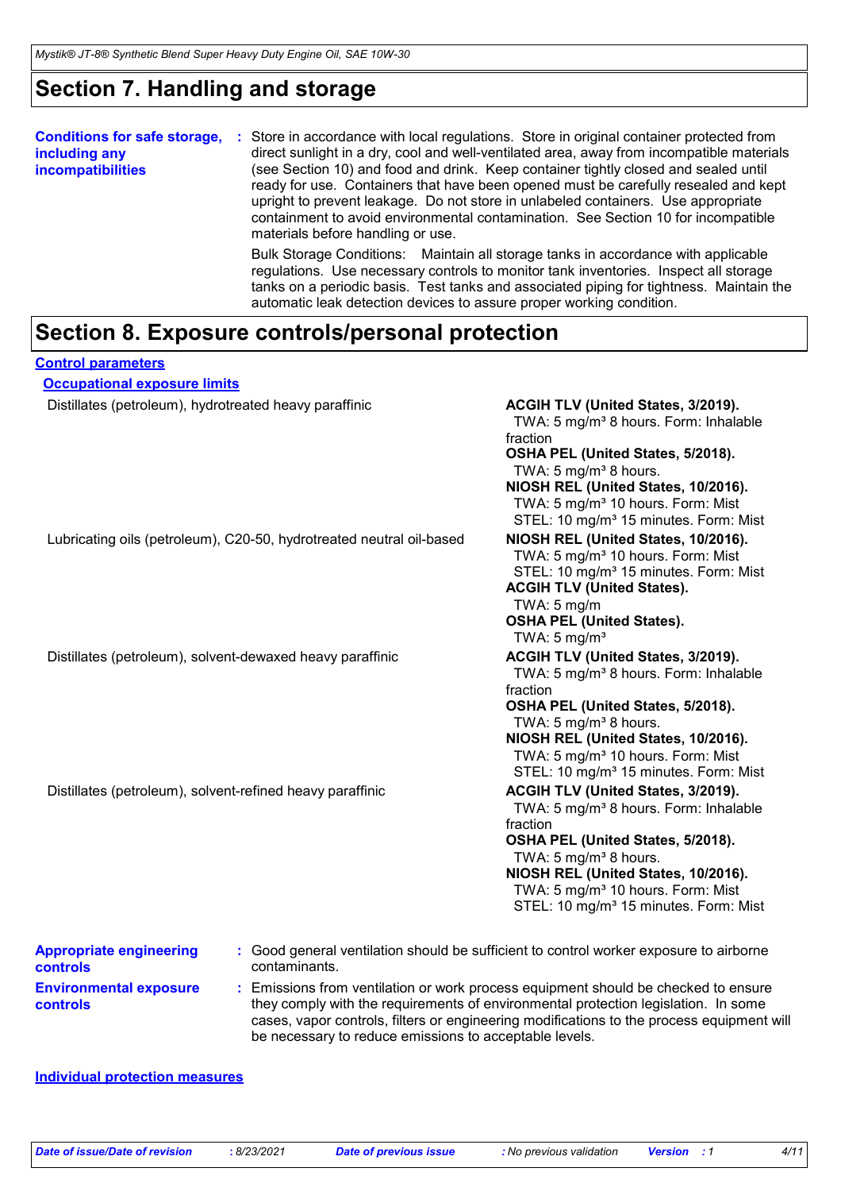## Section 7. Handling and storage

**Conditions for safe storage, including any incompatibilities** : Store in accordance with local regulations. Store in original container protected from direct sunlight in a dry, cool and well-ventilated area, away from incompatible materials (see Section 10) and food and drink. Keep container tightly closed and sealed until ready for use. Containers that have been opened must be carefully resealed and kept upright to prevent leakage. Do not store in unlabeled containers. Use appropriate containment to avoid environmental contamination. See Section 10 for incompatible materials before handling or use.

Bulk Storage Conditions: Maintain all storage tanks in accordance with applicable regulations. Use necessary controls to monitor tank inventories. Inspect all storage tanks on a periodic basis. Test tanks and associated piping for tightness. Maintain the automatic leak detection devices to assure proper working condition.

## Section 8. Exposure controls/personal protection

**Control parameters**

**Occupational exposure limits**

| | |
|---|---|
| Distillates (petroleum), hydrotreated heavy paraffinic | **ACGIH TLV (United States, 3/2019).**<br>TWA: 5 mg/m³ 8 hours. Form: Inhalable fraction<br>**OSHA PEL (United States, 5/2018).**<br>TWA: 5 mg/m³ 8 hours.<br>**NIOSH REL (United States, 10/2016).**<br>TWA: 5 mg/m³ 10 hours. Form: Mist<br>STEL: 10 mg/m³ 15 minutes. Form: Mist |
| Lubricating oils (petroleum), C20-50, hydrotreated neutral oil-based | **NIOSH REL (United States, 10/2016).**<br>TWA: 5 mg/m³ 10 hours. Form: Mist<br>STEL: 10 mg/m³ 15 minutes. Form: Mist<br>**ACGIH TLV (United States).**<br>TWA: 5 mg/m<br>**OSHA PEL (United States).**<br>TWA: 5 mg/m³ |
| Distillates (petroleum), solvent-dewaxed heavy paraffinic | **ACGIH TLV (United States, 3/2019).**<br>TWA: 5 mg/m³ 8 hours. Form: Inhalable fraction<br>**OSHA PEL (United States, 5/2018).**<br>TWA: 5 mg/m³ 8 hours.<br>**NIOSH REL (United States, 10/2016).**<br>TWA: 5 mg/m³ 10 hours. Form: Mist<br>STEL: 10 mg/m³ 15 minutes. Form: Mist |
| Distillates (petroleum), solvent-refined heavy paraffinic | **ACGIH TLV (United States, 3/2019).**<br>TWA: 5 mg/m³ 8 hours. Form: Inhalable fraction<br>**OSHA PEL (United States, 5/2018).**<br>TWA: 5 mg/m³ 8 hours.<br>**NIOSH REL (United States, 10/2016).**<br>TWA: 5 mg/m³ 10 hours. Form: Mist<br>STEL: 10 mg/m³ 15 minutes. Form: Mist |

**Appropriate engineering controls** : Good general ventilation should be sufficient to control worker exposure to airborne contaminants.

**Environmental exposure controls** : Emissions from ventilation or work process equipment should be checked to ensure they comply with the requirements of environmental protection legislation. In some cases, vapor controls, filters or engineering modifications to the process equipment will be necessary to reduce emissions to acceptable levels.

**Individual protection measures**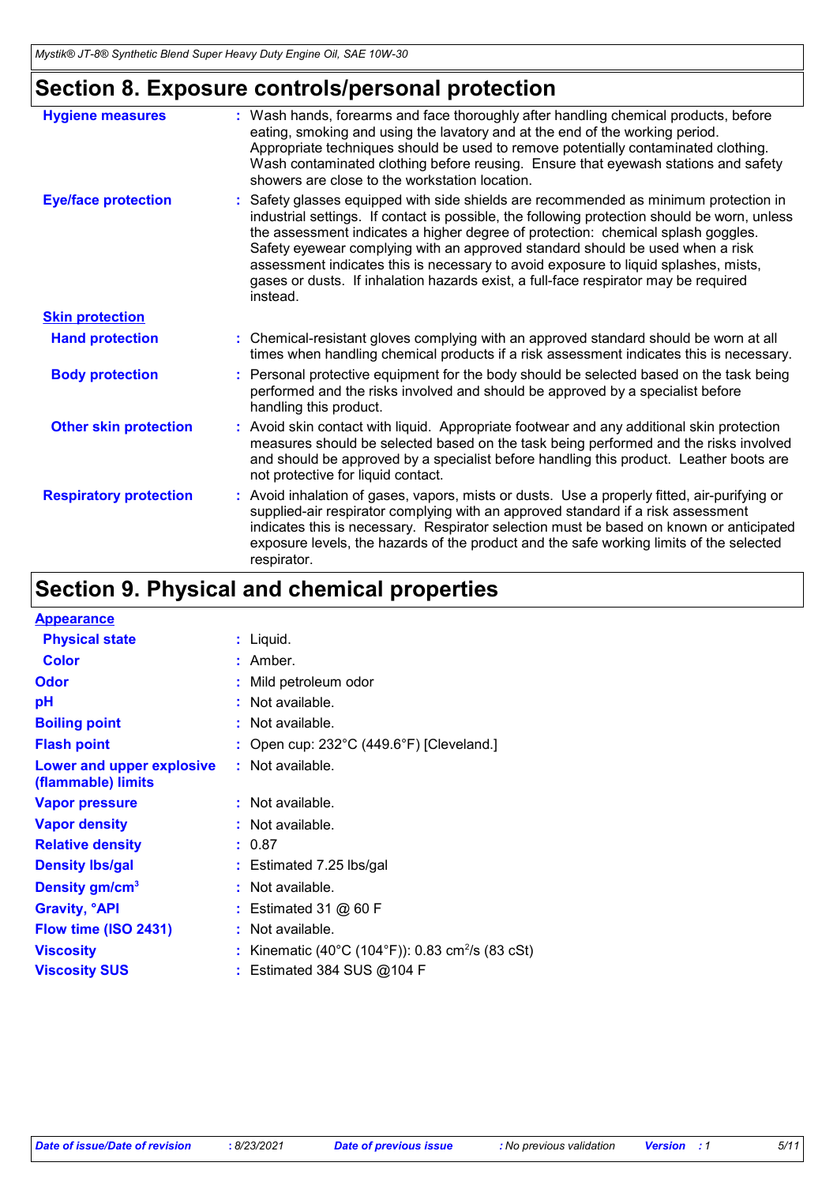## Section 8. Exposure controls/personal protection

**Hygiene measures** : Wash hands, forearms and face thoroughly after handling chemical products, before eating, smoking and using the lavatory and at the end of the working period. Appropriate techniques should be used to remove potentially contaminated clothing. Wash contaminated clothing before reusing. Ensure that eyewash stations and safety showers are close to the workstation location.

**Eye/face protection** : Safety glasses equipped with side shields are recommended as minimum protection in industrial settings. If contact is possible, the following protection should be worn, unless the assessment indicates a higher degree of protection: chemical splash goggles. Safety eyewear complying with an approved standard should be used when a risk assessment indicates this is necessary to avoid exposure to liquid splashes, mists, gases or dusts. If inhalation hazards exist, a full-face respirator may be required instead.

**Skin protection**

**Hand protection** : Chemical-resistant gloves complying with an approved standard should be worn at all times when handling chemical products if a risk assessment indicates this is necessary.

**Body protection** : Personal protective equipment for the body should be selected based on the task being performed and the risks involved and should be approved by a specialist before handling this product.

**Other skin protection** : Avoid skin contact with liquid. Appropriate footwear and any additional skin protection measures should be selected based on the task being performed and the risks involved and should be approved by a specialist before handling this product. Leather boots are not protective for liquid contact.

**Respiratory protection** : Avoid inhalation of gases, vapors, mists or dusts. Use a properly fitted, air-purifying or supplied-air respirator complying with an approved standard if a risk assessment indicates this is necessary. Respirator selection must be based on known or anticipated exposure levels, the hazards of the product and the safe working limits of the selected respirator.

## Section 9. Physical and chemical properties

**Appearance**

**Physical state** : Liquid.

**Color** : Amber.

**Odor** : Mild petroleum odor

**pH** : Not available.

**Boiling point** : Not available.

**Flash point** : Open cup: 232°C (449.6°F) [Cleveland.]

**Lower and upper explosive (flammable) limits** : Not available.

**Vapor pressure** : Not available.

**Vapor density** : Not available.

**Relative density** : 0.87

**Density lbs/gal** : Estimated 7.25 lbs/gal

**Density gm/cm$^3$** : Not available.

**Gravity, °API** : Estimated 31 @ 60 F

**Flow time (ISO 2431)** : Not available.

**Viscosity** : Kinematic (40°C (104°F)): 0.83 cm$^2$/s (83 cSt)

**Viscosity SUS** : Estimated 384 SUS @104 F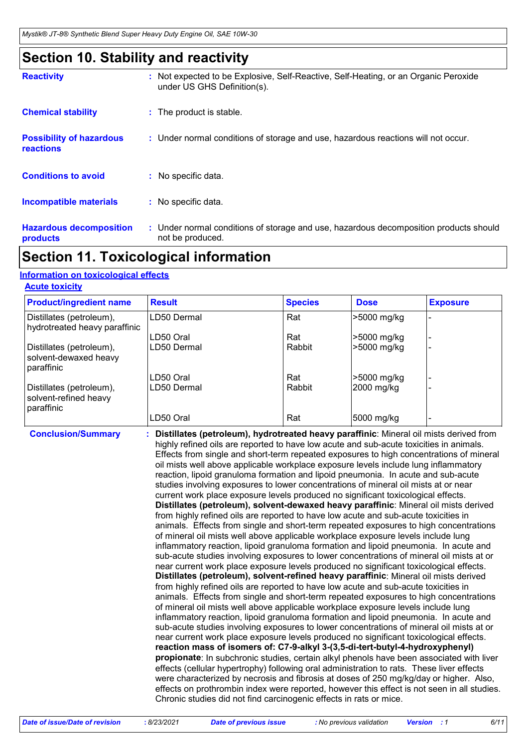## Section 10. Stability and reactivity

**Reactivity** : Not expected to be Explosive, Self-Reactive, Self-Heating, or an Organic Peroxide under US GHS Definition(s).

**Chemical stability** : The product is stable.

**Possibility of hazardous reactions** : Under normal conditions of storage and use, hazardous reactions will not occur.

**Conditions to avoid** : No specific data.

**Incompatible materials** : No specific data.

**Hazardous decomposition products** : Under normal conditions of storage and use, hazardous decomposition products should not be produced.

## Section 11. Toxicological information

### Information on toxicological effects

#### Acute toxicity

| Product/ingredient name | Result | Species | Dose | Exposure |
|---|---|---|---|---|
| Distillates (petroleum), hydrotreated heavy paraffinic | LD50 Dermal | Rat | >5000 mg/kg | - |
| | LD50 Oral | Rat | >5000 mg/kg | - |
| Distillates (petroleum), solvent-dewaxed heavy paraffinic | LD50 Dermal | Rabbit | >5000 mg/kg | - |
| | LD50 Oral | Rat | >5000 mg/kg | - |
| Distillates (petroleum), solvent-refined heavy paraffinic | LD50 Dermal | Rabbit | 2000 mg/kg | - |
| | LD50 Oral | Rat | 5000 mg/kg | - |

**Conclusion/Summary** : **Distillates (petroleum), hydrotreated heavy paraffinic**: Mineral oil mists derived from highly refined oils are reported to have low acute and sub-acute toxicities in animals. Effects from single and short-term repeated exposures to high concentrations of mineral oil mists well above applicable workplace exposure levels include lung inflammatory reaction, lipoid granuloma formation and lipoid pneumonia. In acute and sub-acute studies involving exposures to lower concentrations of mineral oil mists at or near current work place exposure levels produced no significant toxicological effects.
**Distillates (petroleum), solvent-dewaxed heavy paraffinic**: Mineral oil mists derived from highly refined oils are reported to have low acute and sub-acute toxicities in animals. Effects from single and short-term repeated exposures to high concentrations of mineral oil mists well above applicable workplace exposure levels include lung inflammatory reaction, lipoid granuloma formation and lipoid pneumonia. In acute and sub-acute studies involving exposures to lower concentrations of mineral oil mists at or near current work place exposure levels produced no significant toxicological effects.
**Distillates (petroleum), solvent-refined heavy paraffinic**: Mineral oil mists derived from highly refined oils are reported to have low acute and sub-acute toxicities in animals. Effects from single and short-term repeated exposures to high concentrations of mineral oil mists well above applicable workplace exposure levels include lung inflammatory reaction, lipoid granuloma formation and lipoid pneumonia. In acute and sub-acute studies involving exposures to lower concentrations of mineral oil mists at or near current work place exposure levels produced no significant toxicological effects.
**reaction mass of isomers of: C7-9-alkyl 3-(3,5-di-tert-butyl-4-hydroxyphenyl) propionate**: In subchronic studies, certain alkyl phenols have been associated with liver effects (cellular hypertrophy) following oral administration to rats. These liver effects were characterized by necrosis and fibrosis at doses of 250 mg/kg/day or higher. Also, effects on prothrombin index were reported, however this effect is not seen in all studies. Chronic studies did not find carcinogenic effects in rats or mice.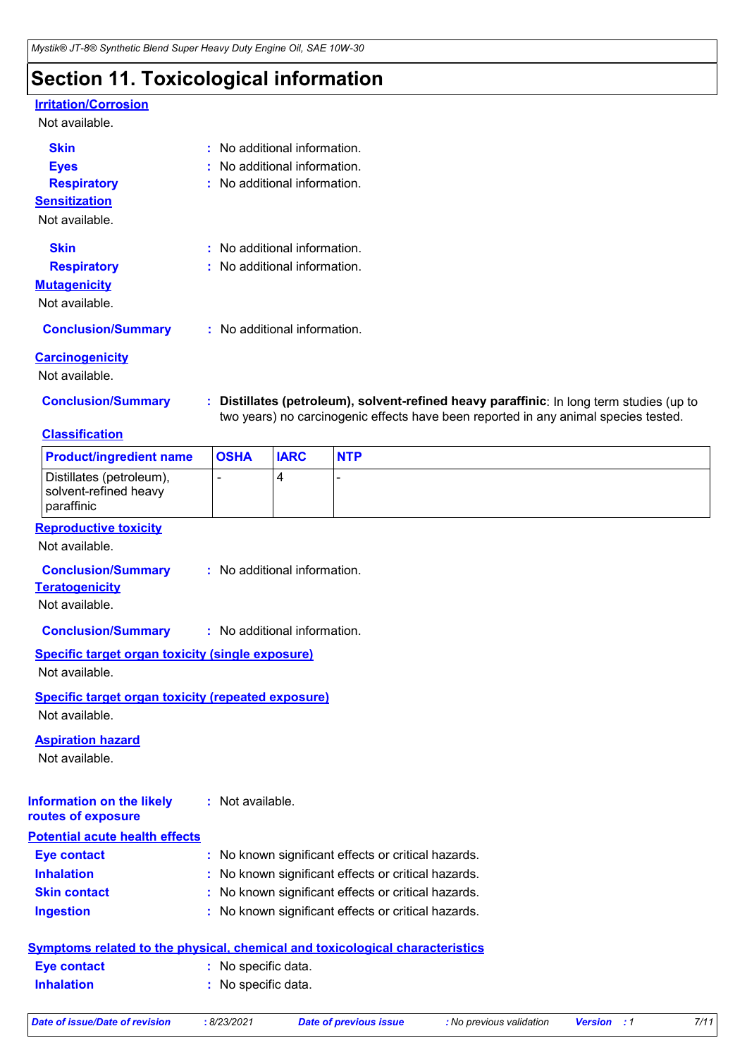# Section 11. Toxicological information

### Irritation/Corrosion

Not available.

**Skin** : No additional information.
**Eyes** : No additional information.
**Respiratory** : No additional information.

### Sensitization

Not available.

**Skin** : No additional information.
**Respiratory** : No additional information.

### Mutagenicity

Not available.

**Conclusion/Summary** : No additional information.

### Carcinogenicity

Not available.

**Conclusion/Summary** : **Distillates (petroleum), solvent-refined heavy paraffinic**: In long term studies (up to two years) no carcinogenic effects have been reported in any animal species tested.

### Classification

| Product/ingredient name | OSHA | IARC | NTP |
|---|---|---|---|
| Distillates (petroleum), solvent-refined heavy paraffinic | - | 4 | - |

### Reproductive toxicity

Not available.

**Conclusion/Summary** : No additional information.

### Teratogenicity

Not available.

**Conclusion/Summary** : No additional information.

### Specific target organ toxicity (single exposure)

Not available.

### Specific target organ toxicity (repeated exposure)

Not available.

### Aspiration hazard

Not available.

**Information on the likely routes of exposure** : Not available.

### Potential acute health effects

**Eye contact** : No known significant effects or critical hazards.
**Inhalation** : No known significant effects or critical hazards.
**Skin contact** : No known significant effects or critical hazards.
**Ingestion** : No known significant effects or critical hazards.

### Symptoms related to the physical, chemical and toxicological characteristics

**Eye contact** : No specific data.
**Inhalation** : No specific data.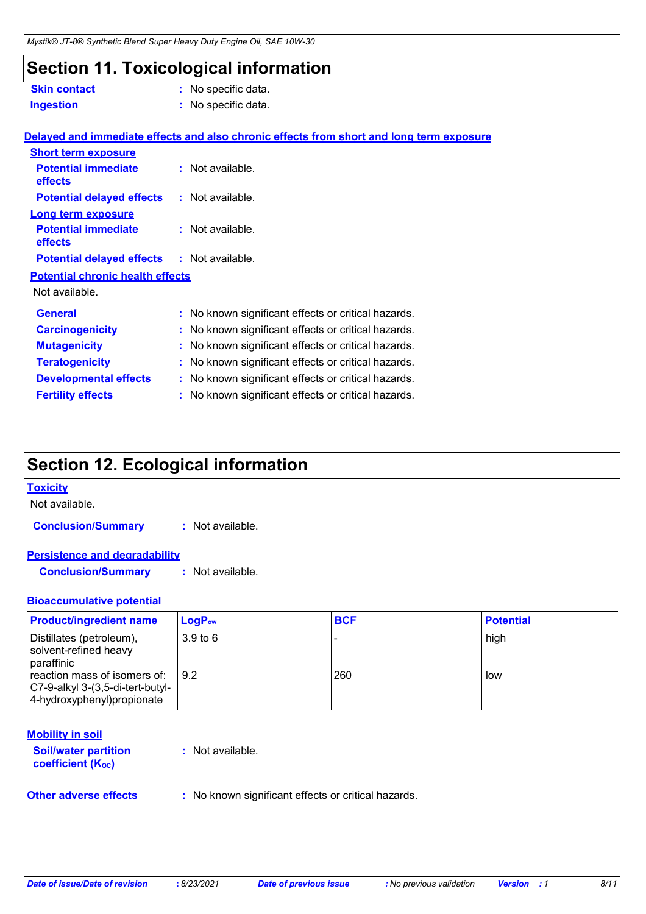# Section 11. Toxicological information

**Skin contact** : No specific data.

**Ingestion** : No specific data.

**Delayed and immediate effects and also chronic effects from short and long term exposure**

**Short term exposure**

**Potential immediate effects** : Not available.

**Potential delayed effects** : Not available.

**Long term exposure**

**Potential immediate effects** : Not available.

**Potential delayed effects** : Not available.

**Potential chronic health effects**

Not available.

**General** : No known significant effects or critical hazards.

**Carcinogenicity** : No known significant effects or critical hazards.

**Mutagenicity** : No known significant effects or critical hazards.

**Teratogenicity** : No known significant effects or critical hazards.

**Developmental effects** : No known significant effects or critical hazards.

**Fertility effects** : No known significant effects or critical hazards.

# Section 12. Ecological information

**Toxicity**

Not available.

**Conclusion/Summary** : Not available.

**Persistence and degradability**

**Conclusion/Summary** : Not available.

**Bioaccumulative potential**

| Product/ingredient name | $LogP_{ow}$ | BCF | Potential |
|---|---|---|---|
| Distillates (petroleum), solvent-refined heavy paraffinic | 3.9 to 6 | - | high |
| reaction mass of isomers of: C7-9-alkyl 3-(3,5-di-tert-butyl-4-hydroxyphenyl)propionate | 9.2 | 260 | low |

**Mobility in soil**

**Soil/water partition coefficient ($K_{OC}$)** : Not available.

**Other adverse effects** : No known significant effects or critical hazards.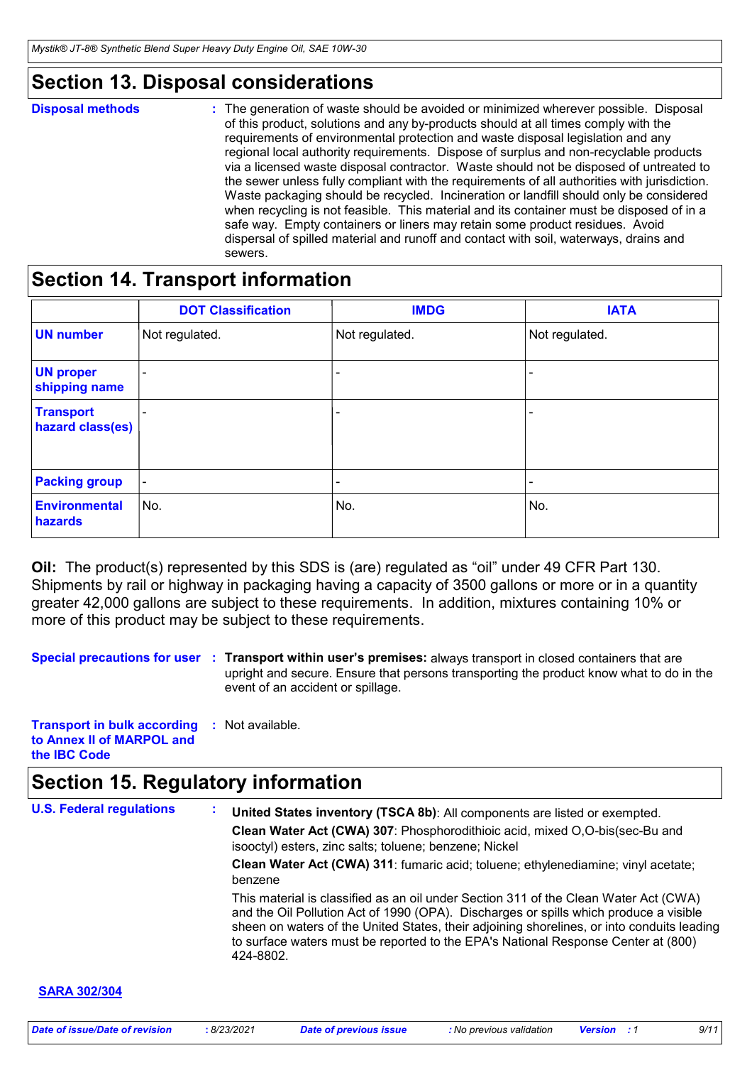## Section 13. Disposal considerations

**Disposal methods** : The generation of waste should be avoided or minimized wherever possible. Disposal of this product, solutions and any by-products should at all times comply with the requirements of environmental protection and waste disposal legislation and any regional local authority requirements. Dispose of surplus and non-recyclable products via a licensed waste disposal contractor. Waste should not be disposed of untreated to the sewer unless fully compliant with the requirements of all authorities with jurisdiction. Waste packaging should be recycled. Incineration or landfill should only be considered when recycling is not feasible. This material and its container must be disposed of in a safe way. Empty containers or liners may retain some product residues. Avoid dispersal of spilled material and runoff and contact with soil, waterways, drains and sewers.

## Section 14. Transport information

| | DOT Classification | IMDG | IATA |
|---|---|---|---|
| **UN number** | Not regulated. | Not regulated. | Not regulated. |
| **UN proper shipping name** | - | - | - |
| **Transport hazard class(es)** | - | - | - |
| **Packing group** | - | - | - |
| **Environmental hazards** | No. | No. | No. |

**Oil:** The product(s) represented by this SDS is (are) regulated as "oil" under 49 CFR Part 130. Shipments by rail or highway in packaging having a capacity of 3500 gallons or more or in a quantity greater 42,000 gallons are subject to these requirements. In addition, mixtures containing 10% or more of this product may be subject to these requirements.

**Special precautions for user** : **Transport within user's premises:** always transport in closed containers that are upright and secure. Ensure that persons transporting the product know what to do in the event of an accident or spillage.

**Transport in bulk according to Annex II of MARPOL and the IBC Code** : Not available.

## Section 15. Regulatory information

**U.S. Federal regulations** :

**United States inventory (TSCA 8b)**: All components are listed or exempted.

**Clean Water Act (CWA) 307**: Phosphorodithioic acid, mixed O,O-bis(sec-Bu and isooctyl) esters, zinc salts; toluene; benzene; Nickel

**Clean Water Act (CWA) 311**: fumaric acid; toluene; ethylenediamine; vinyl acetate; benzene

This material is classified as an oil under Section 311 of the Clean Water Act (CWA) and the Oil Pollution Act of 1990 (OPA). Discharges or spills which produce a visible sheen on waters of the United States, their adjoining shorelines, or into conduits leading to surface waters must be reported to the EPA's National Response Center at (800) 424-8802.

**SARA 302/304**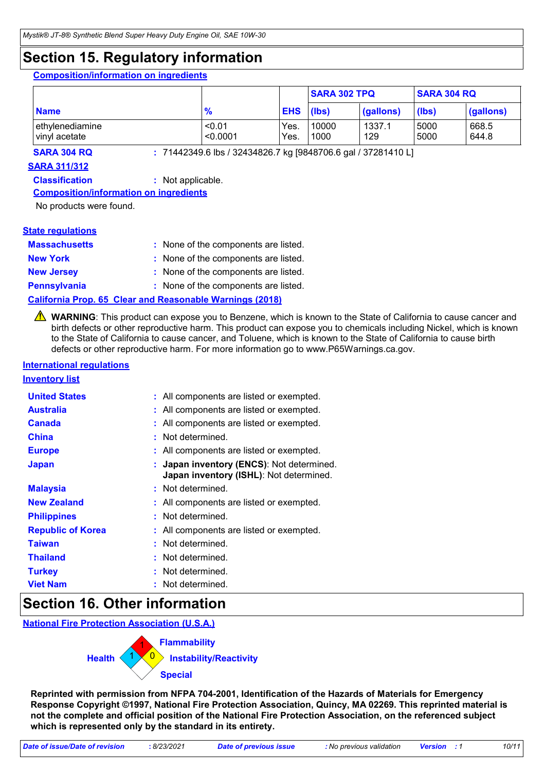# Section 15. Regulatory information

**Composition/information on ingredients**

| Name | % | EHS | SARA 302 TPQ | | SARA 304 RQ | |
|---|---|---|---|---|---|---|
| | | | (lbs) | (gallons) | (lbs) | (gallons) |
| ethylenediamine | <0.01 | Yes. | 10000 | 1337.1 | 5000 | 668.5 |
| vinyl acetate | <0.0001 | Yes. | 1000 | 129 | 5000 | 644.8 |

**SARA 304 RQ** : 71442349.6 lbs / 32434826.7 kg [9848706.6 gal / 37281410 L]

**SARA 311/312**

**Classification** : Not applicable.

**Composition/information on ingredients**

No products were found.

**State regulations**

**Massachusetts** : None of the components are listed.

**New York** : None of the components are listed.

**New Jersey** : None of the components are listed.

**Pennsylvania** : None of the components are listed.

**California Prop. 65 Clear and Reasonable Warnings (2018)**

⚠ **WARNING**: This product can expose you to Benzene, which is known to the State of California to cause cancer and birth defects or other reproductive harm. This product can expose you to chemicals including Nickel, which is known to the State of California to cause cancer, and Toluene, which is known to the State of California to cause birth defects or other reproductive harm. For more information go to www.P65Warnings.ca.gov.

**International regulations**

**Inventory list**

**United States** : All components are listed or exempted.

**Australia** : All components are listed or exempted.

**Canada** : All components are listed or exempted.

**China** : Not determined.

**Europe** : All components are listed or exempted.

**Japan** : **Japan inventory (ENCS)**: Not determined.
**Japan inventory (ISHL)**: Not determined.

**Malaysia** : Not determined.

**New Zealand** : All components are listed or exempted.

**Philippines** : Not determined.

**Republic of Korea** : All components are listed or exempted.

**Taiwan** : Not determined.

**Thailand** : Not determined.

**Turkey** : Not determined.

**Viet Nam** : Not determined.

# Section 16. Other information

**National Fire Protection Association (U.S.A.)**

Health: 1
Flammability: 1
Instability/Reactivity: 0
Special:

**Reprinted with permission from NFPA 704-2001, Identification of the Hazards of Materials for Emergency Response Copyright ©1997, National Fire Protection Association, Quincy, MA 02269. This reprinted material is not the complete and official position of the National Fire Protection Association, on the referenced subject which is represented only by the standard in its entirety.**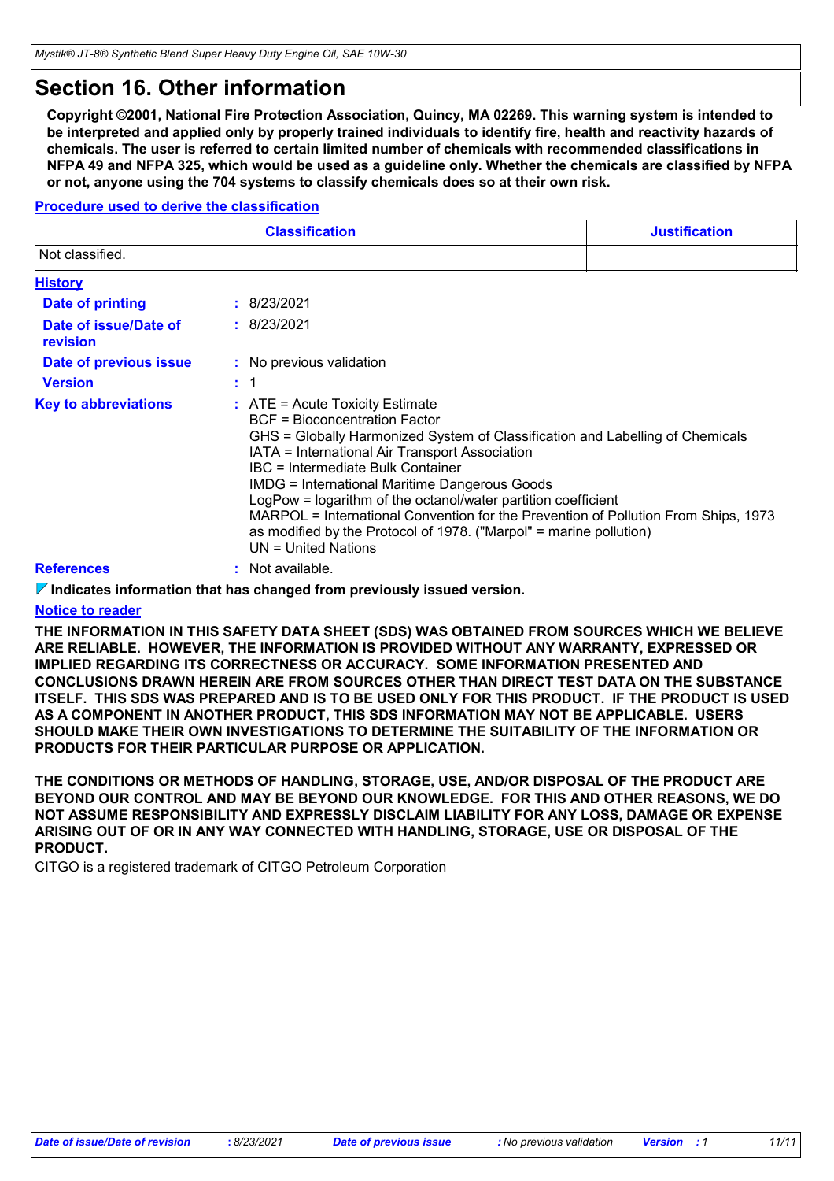# Section 16. Other information

**Copyright ©2001, National Fire Protection Association, Quincy, MA 02269. This warning system is intended to be interpreted and applied only by properly trained individuals to identify fire, health and reactivity hazards of chemicals. The user is referred to certain limited number of chemicals with recommended classifications in NFPA 49 and NFPA 325, which would be used as a guideline only. Whether the chemicals are classified by NFPA or not, anyone using the 704 systems to classify chemicals does so at their own risk.**

**Procedure used to derive the classification**

| Classification | Justification |
|---|---|
| Not classified. | |

**History**

**Date of printing** : 8/23/2021

**Date of issue/Date of revision** : 8/23/2021

**Date of previous issue** : No previous validation

**Version** : 1

**Key to abbreviations** : ATE = Acute Toxicity Estimate
BCF = Bioconcentration Factor
GHS = Globally Harmonized System of Classification and Labelling of Chemicals
IATA = International Air Transport Association
IBC = Intermediate Bulk Container
IMDG = International Maritime Dangerous Goods
LogPow = logarithm of the octanol/water partition coefficient
MARPOL = International Convention for the Prevention of Pollution From Ships, 1973 as modified by the Protocol of 1978. ("Marpol" = marine pollution)
UN = United Nations

**References** : Not available.

**Indicates information that has changed from previously issued version.**

**Notice to reader**

**THE INFORMATION IN THIS SAFETY DATA SHEET (SDS) WAS OBTAINED FROM SOURCES WHICH WE BELIEVE ARE RELIABLE. HOWEVER, THE INFORMATION IS PROVIDED WITHOUT ANY WARRANTY, EXPRESSED OR IMPLIED REGARDING ITS CORRECTNESS OR ACCURACY. SOME INFORMATION PRESENTED AND CONCLUSIONS DRAWN HEREIN ARE FROM SOURCES OTHER THAN DIRECT TEST DATA ON THE SUBSTANCE ITSELF. THIS SDS WAS PREPARED AND IS TO BE USED ONLY FOR THIS PRODUCT. IF THE PRODUCT IS USED AS A COMPONENT IN ANOTHER PRODUCT, THIS SDS INFORMATION MAY NOT BE APPLICABLE. USERS SHOULD MAKE THEIR OWN INVESTIGATIONS TO DETERMINE THE SUITABILITY OF THE INFORMATION OR PRODUCTS FOR THEIR PARTICULAR PURPOSE OR APPLICATION.**

**THE CONDITIONS OR METHODS OF HANDLING, STORAGE, USE, AND/OR DISPOSAL OF THE PRODUCT ARE BEYOND OUR CONTROL AND MAY BE BEYOND OUR KNOWLEDGE. FOR THIS AND OTHER REASONS, WE DO NOT ASSUME RESPONSIBILITY AND EXPRESSLY DISCLAIM LIABILITY FOR ANY LOSS, DAMAGE OR EXPENSE ARISING OUT OF OR IN ANY WAY CONNECTED WITH HANDLING, STORAGE, USE OR DISPOSAL OF THE PRODUCT.**

CITGO is a registered trademark of CITGO Petroleum Corporation